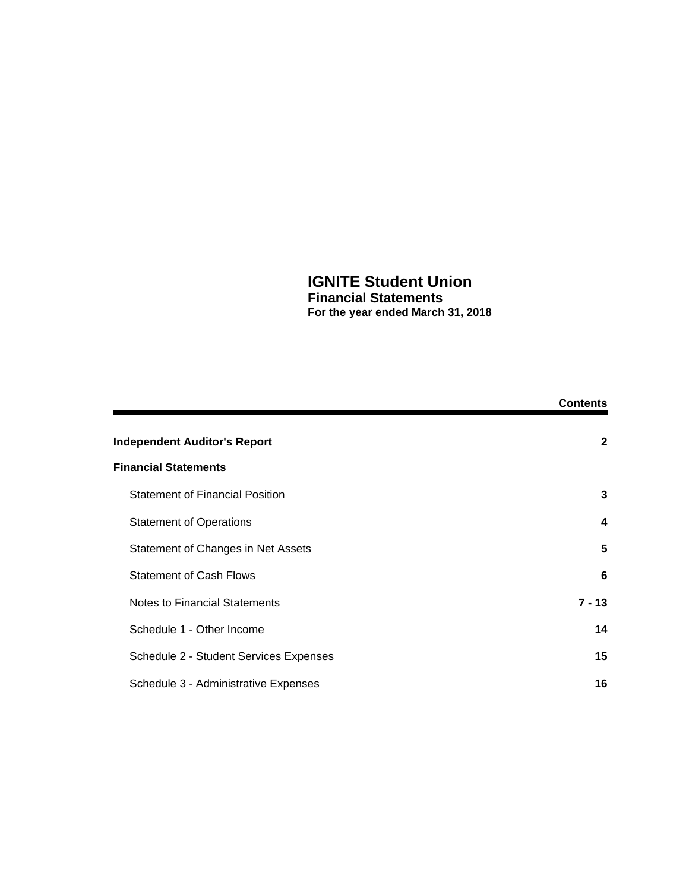# IGNITE Student Union

## Financial Statements

### For the year ended March 31, 2018

| | Contents |
|---|---|
| **Independent Auditor's Report** | **2** |
| **Financial Statements** | |
| Statement of Financial Position | **3** |
| Statement of Operations | **4** |
| Statement of Changes in Net Assets | **5** |
| Statement of Cash Flows | **6** |
| Notes to Financial Statements | **7 - 13** |
| Schedule 1 - Other Income | **14** |
| Schedule 2 - Student Services Expenses | **15** |
| Schedule 3 - Administrative Expenses | **16** |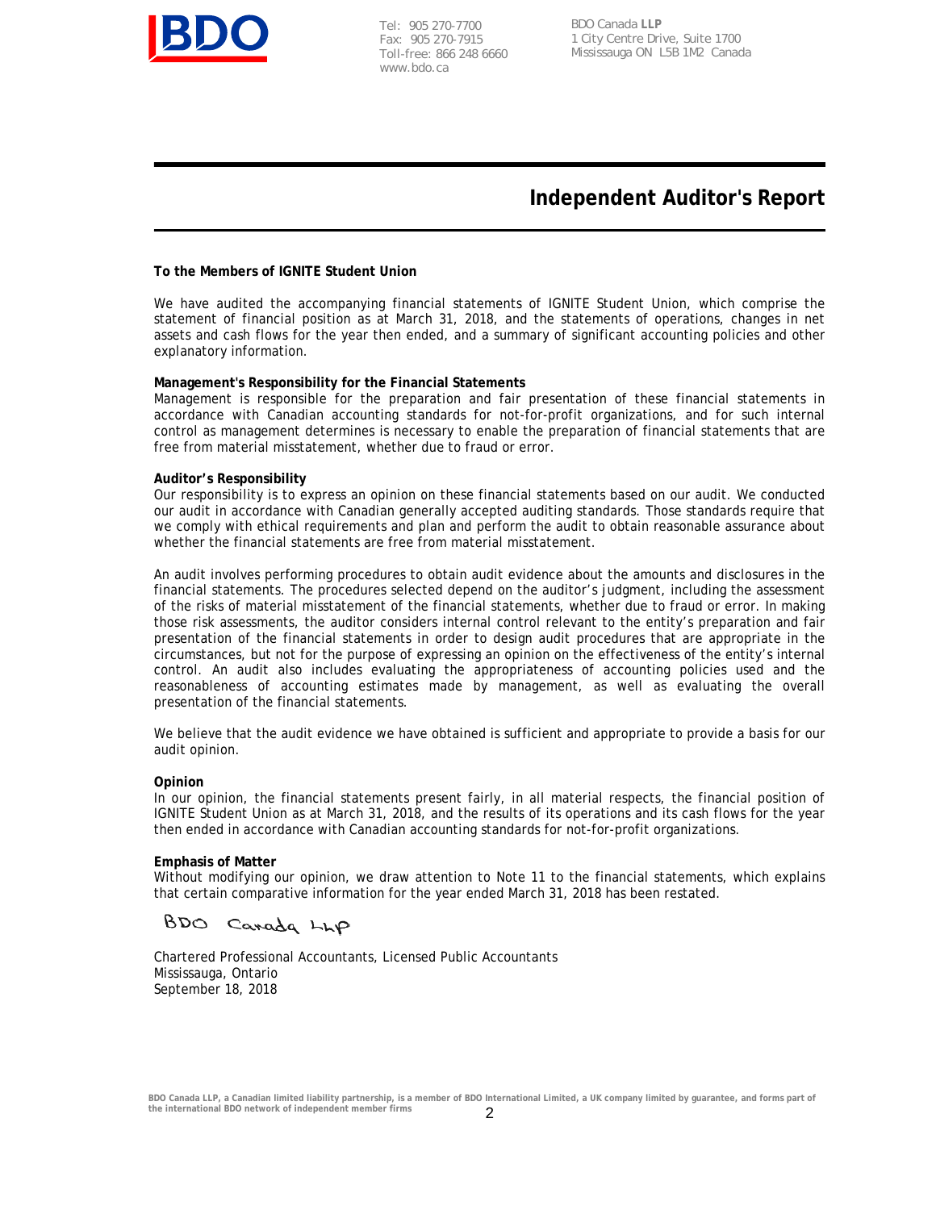Tel: 905 270-7700
Fax: 905 270-7915
Toll-free: 866 248 6660
www.bdo.ca

BDO Canada **LLP**
1 City Centre Drive, Suite 1700
Mississauga ON L5B 1M2 Canada

# Independent Auditor's Report

**To the Members of IGNITE Student Union**

We have audited the accompanying financial statements of IGNITE Student Union, which comprise the statement of financial position as at March 31, 2018, and the statements of operations, changes in net assets and cash flows for the year then ended, and a summary of significant accounting policies and other explanatory information.

**Management's Responsibility for the Financial Statements**
Management is responsible for the preparation and fair presentation of these financial statements in accordance with Canadian accounting standards for not-for-profit organizations, and for such internal control as management determines is necessary to enable the preparation of financial statements that are free from material misstatement, whether due to fraud or error.

**Auditor's Responsibility**
Our responsibility is to express an opinion on these financial statements based on our audit. We conducted our audit in accordance with Canadian generally accepted auditing standards. Those standards require that we comply with ethical requirements and plan and perform the audit to obtain reasonable assurance about whether the financial statements are free from material misstatement.

An audit involves performing procedures to obtain audit evidence about the amounts and disclosures in the financial statements. The procedures selected depend on the auditor's judgment, including the assessment of the risks of material misstatement of the financial statements, whether due to fraud or error. In making those risk assessments, the auditor considers internal control relevant to the entity's preparation and fair presentation of the financial statements in order to design audit procedures that are appropriate in the circumstances, but not for the purpose of expressing an opinion on the effectiveness of the entity's internal control. An audit also includes evaluating the appropriateness of accounting policies used and the reasonableness of accounting estimates made by management, as well as evaluating the overall presentation of the financial statements.

We believe that the audit evidence we have obtained is sufficient and appropriate to provide a basis for our audit opinion.

**Opinion**
In our opinion, the financial statements present fairly, in all material respects, the financial position of IGNITE Student Union as at March 31, 2018, and the results of its operations and its cash flows for the year then ended in accordance with Canadian accounting standards for not-for-profit organizations.

**Emphasis of Matter**
Without modifying our opinion, we draw attention to Note 11 to the financial statements, which explains that certain comparative information for the year ended March 31, 2018 has been restated.

BDO Canada LLP

Chartered Professional Accountants, Licensed Public Accountants
Mississauga, Ontario
September 18, 2018

BDO Canada LLP, a Canadian limited liability partnership, is a member of BDO International Limited, a UK company limited by guarantee, and forms part of the international BDO network of independent member firms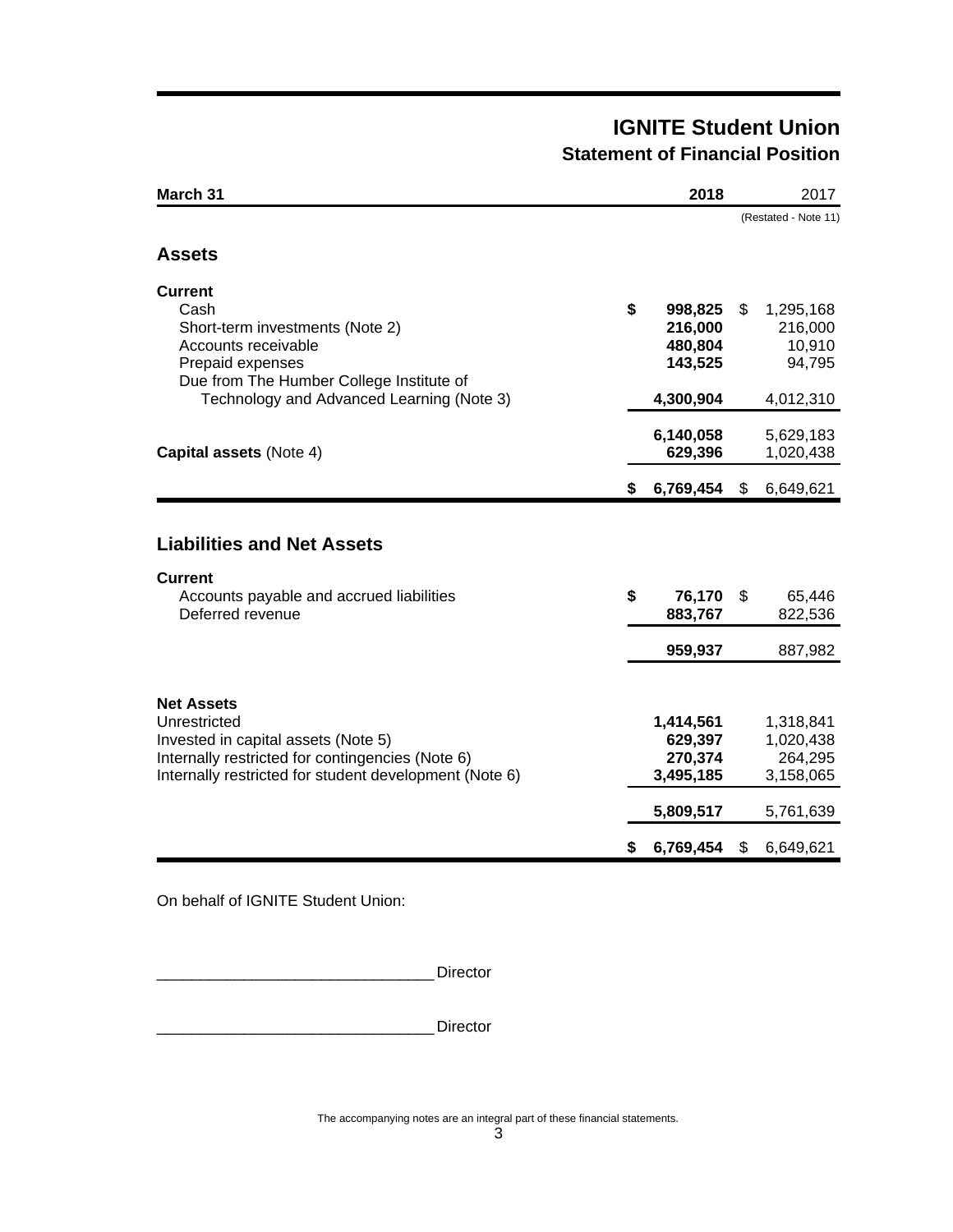# IGNITE Student Union

## Statement of Financial Position

| March 31 | 2018 | 2017 |
|---|---|---|
| | | (Restated - Note 11) |
| **Assets** | | |
| **Current** | | |
| Cash | **$ 998,825** | $ 1,295,168 |
| Short-term investments (Note 2) | **216,000** | 216,000 |
| Accounts receivable | **480,804** | 10,910 |
| Prepaid expenses | **143,525** | 94,795 |
| Due from The Humber College Institute of Technology and Advanced Learning (Note 3) | **4,300,904** | 4,012,310 |
| | **6,140,058** | 5,629,183 |
| **Capital assets** (Note 4) | **629,396** | 1,020,438 |
| | **$ 6,769,454** | $ 6,649,621 |
| **Liabilities and Net Assets** | | |
| **Current** | | |
| Accounts payable and accrued liabilities | **$ 76,170** | $ 65,446 |
| Deferred revenue | **883,767** | 822,536 |
| | **959,937** | 887,982 |
| **Net Assets** | | |
| Unrestricted | **1,414,561** | 1,318,841 |
| Invested in capital assets (Note 5) | **629,397** | 1,020,438 |
| Internally restricted for contingencies (Note 6) | **270,374** | 264,295 |
| Internally restricted for student development (Note 6) | **3,495,185** | 3,158,065 |
| | **5,809,517** | 5,761,639 |
| | **$ 6,769,454** | $ 6,649,621 |

On behalf of IGNITE Student Union:

_______________________________ Director

_______________________________ Director

The accompanying notes are an integral part of these financial statements.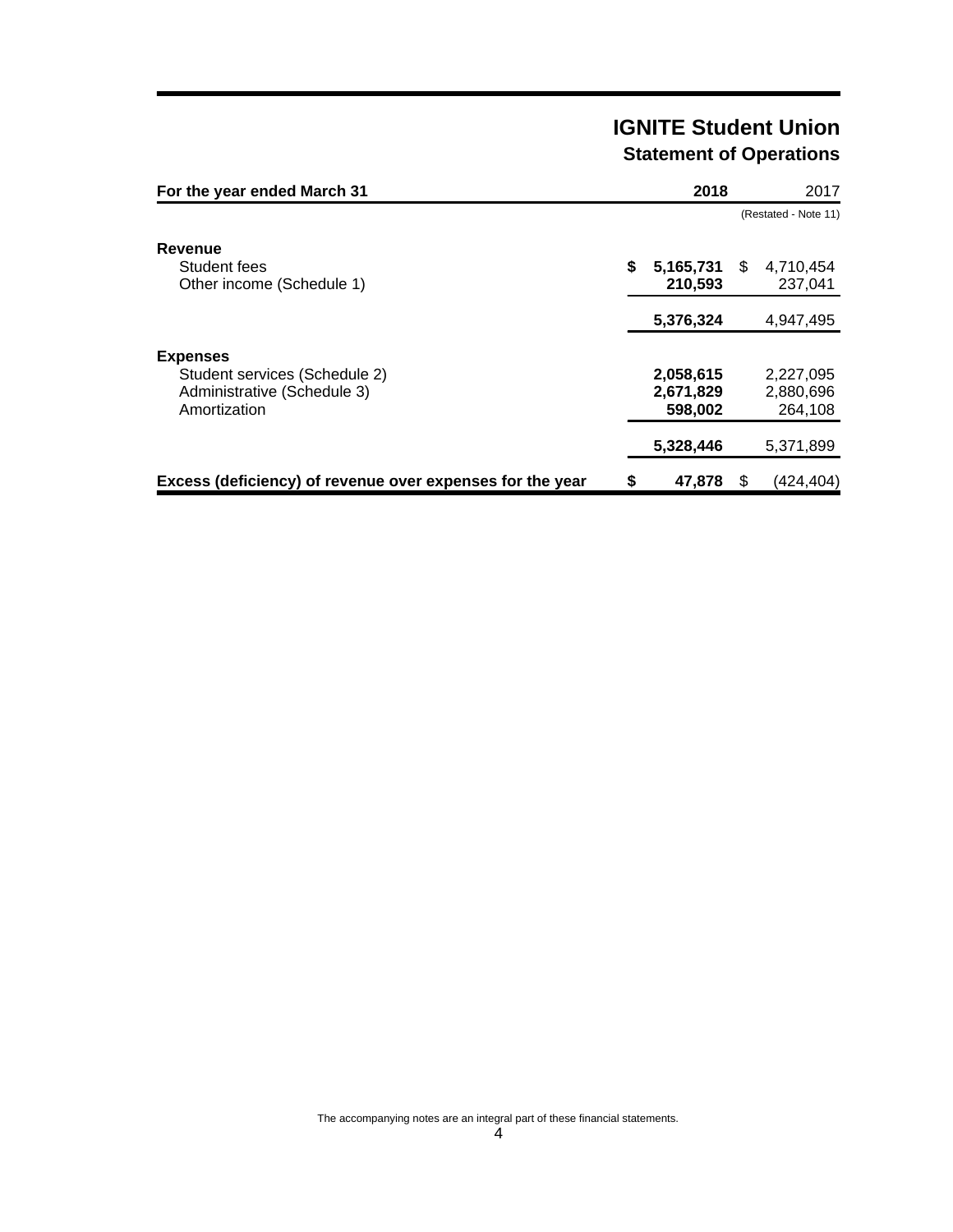# IGNITE Student Union

## Statement of Operations

| For the year ended March 31 | 2018 | 2017 |
| --- | --- | --- |
| | | (Restated - Note 11) |
| **Revenue** | | |
| Student fees | **$ 5,165,731** | $ 4,710,454 |
| Other income (Schedule 1) | **210,593** | 237,041 |
| | **5,376,324** | 4,947,495 |
| **Expenses** | | |
| Student services (Schedule 2) | **2,058,615** | 2,227,095 |
| Administrative (Schedule 3) | **2,671,829** | 2,880,696 |
| Amortization | **598,002** | 264,108 |
| | **5,328,446** | 5,371,899 |
| **Excess (deficiency) of revenue over expenses for the year** | **$ 47,878** | $ (424,404) |

The accompanying notes are an integral part of these financial statements.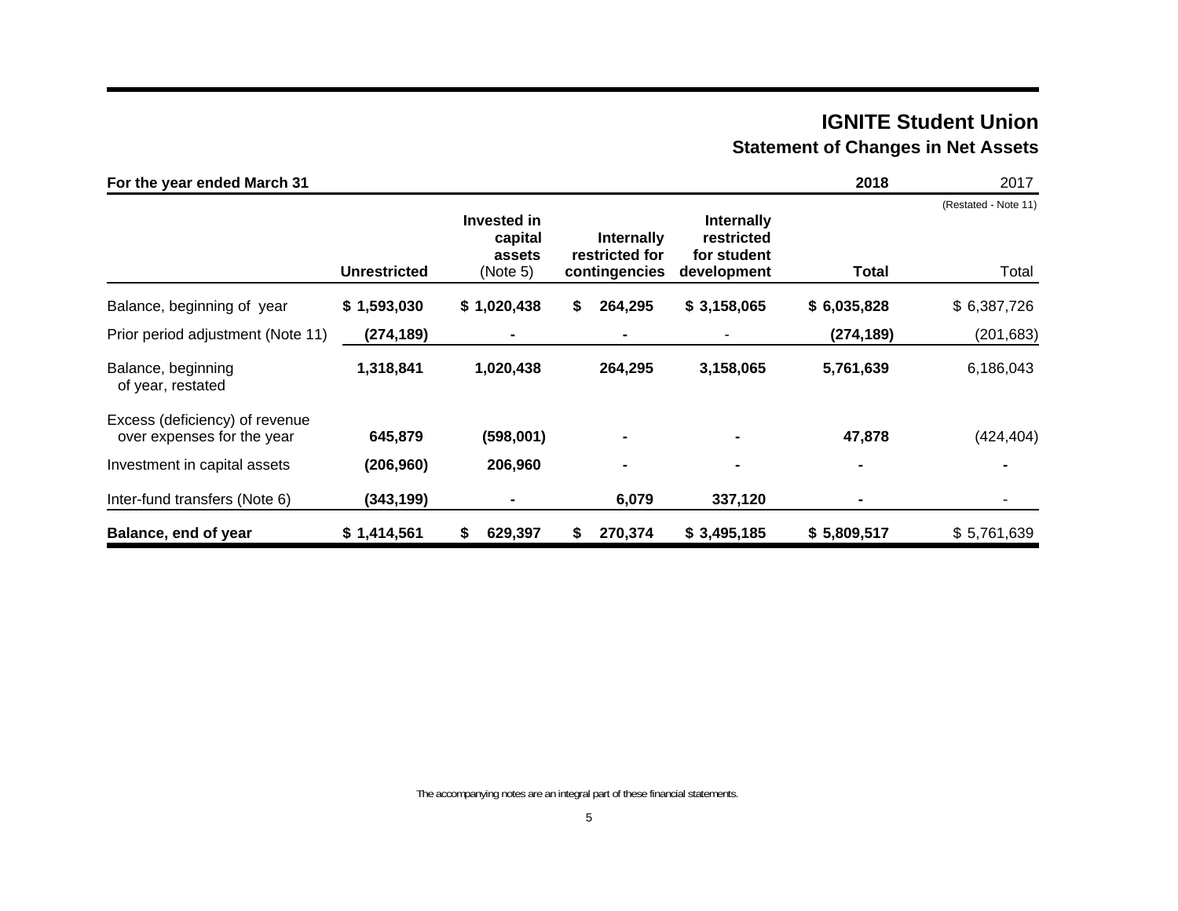# IGNITE Student Union

## Statement of Changes in Net Assets

| For the year ended March 31 | | | | | 2018 | 2017 |
|---|---|---|---|---|---|---|
| | | | | | | (Restated - Note 11) |
| | **Unrestricted** | **Invested in capital assets** (Note 5) | **Internally restricted for contingencies** | **Internally restricted for student development** | **Total** | Total |
| Balance, beginning of year | **$ 1,593,030** | **$ 1,020,438** | **$ 264,295** | **$ 3,158,065** | **$ 6,035,828** | $ 6,387,726 |
| Prior period adjustment (Note 11) | **(274,189)** | **-** | **-** | - | **(274,189)** | (201,683) |
| Balance, beginning of year, restated | **1,318,841** | **1,020,438** | **264,295** | **3,158,065** | **5,761,639** | 6,186,043 |
| Excess (deficiency) of revenue over expenses for the year | **645,879** | **(598,001)** | **-** | **-** | **47,878** | (424,404) |
| Investment in capital assets | **(206,960)** | **206,960** | **-** | **-** | **-** | **-** |
| Inter-fund transfers (Note 6) | **(343,199)** | **-** | **6,079** | **337,120** | **-** | - |
| **Balance, end of year** | **$ 1,414,561** | **$ 629,397** | **$ 270,374** | **$ 3,495,185** | **$ 5,809,517** | $ 5,761,639 |

The accompanying notes are an integral part of these financial statements.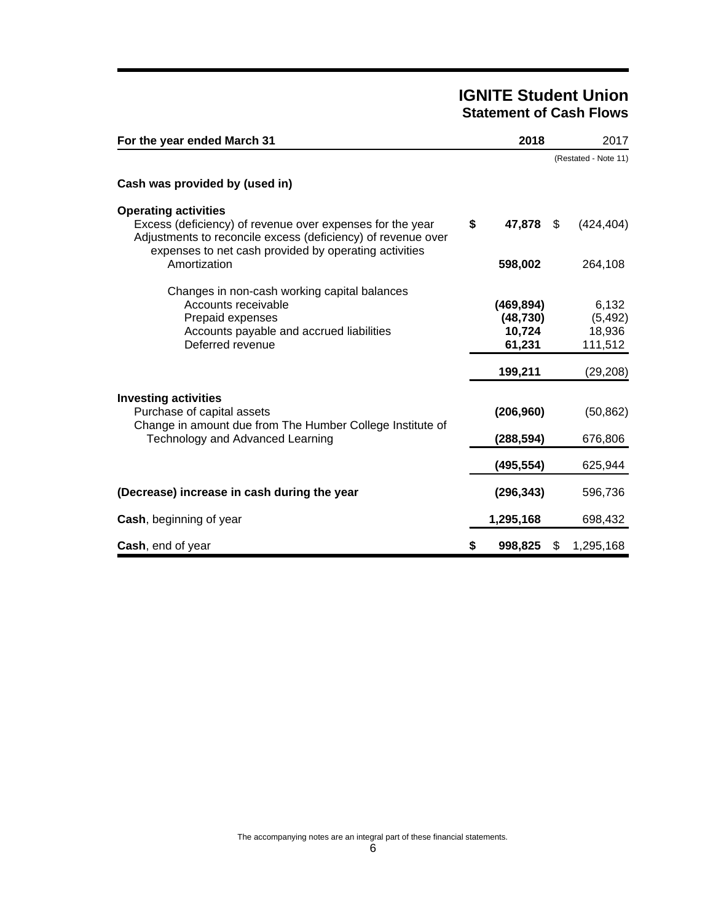# IGNITE Student Union
## Statement of Cash Flows

| For the year ended March 31 | 2018 | 2017 |
|---|---|---|
| | | (Restated - Note 11) |
| **Cash was provided by (used in)** | | |
| **Operating activities** | | |
| Excess (deficiency) of revenue over expenses for the year | **$ 47,878** | $ (424,404) |
| Adjustments to reconcile excess (deficiency) of revenue over expenses to net cash provided by operating activities | | |
| Amortization | **598,002** | 264,108 |
| Changes in non-cash working capital balances | | |
| Accounts receivable | **(469,894)** | 6,132 |
| Prepaid expenses | **(48,730)** | (5,492) |
| Accounts payable and accrued liabilities | **10,724** | 18,936 |
| Deferred revenue | **61,231** | 111,512 |
| | **199,211** | (29,208) |
| **Investing activities** | | |
| Purchase of capital assets | **(206,960)** | (50,862) |
| Change in amount due from The Humber College Institute of Technology and Advanced Learning | **(288,594)** | 676,806 |
| | **(495,554)** | 625,944 |
| **(Decrease) increase in cash during the year** | **(296,343)** | 596,736 |
| **Cash**, beginning of year | **1,295,168** | 698,432 |
| **Cash**, end of year | **$ 998,825** | $ 1,295,168 |

The accompanying notes are an integral part of these financial statements.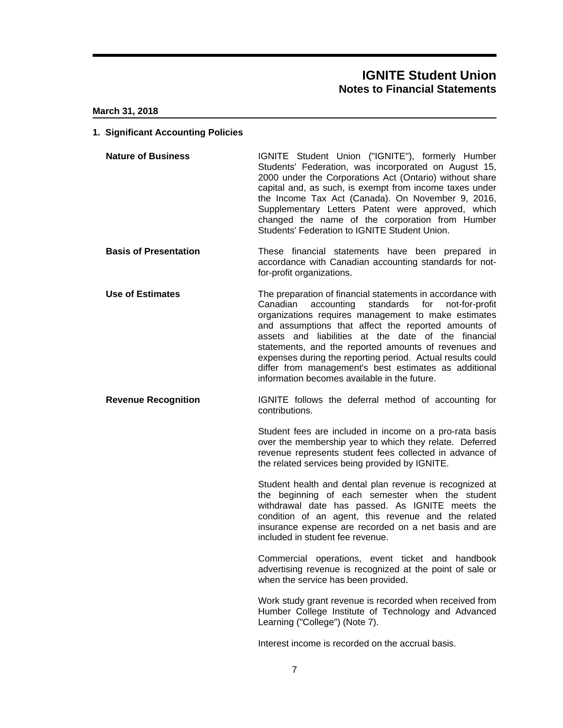# IGNITE Student Union
## Notes to Financial Statements

**March 31, 2018**

### 1. Significant Accounting Policies

**Nature of Business**

IGNITE Student Union ("IGNITE"), formerly Humber Students' Federation, was incorporated on August 15, 2000 under the Corporations Act (Ontario) without share capital and, as such, is exempt from income taxes under the Income Tax Act (Canada). On November 9, 2016, Supplementary Letters Patent were approved, which changed the name of the corporation from Humber Students' Federation to IGNITE Student Union.

**Basis of Presentation**

These financial statements have been prepared in accordance with Canadian accounting standards for not-for-profit organizations.

**Use of Estimates**

The preparation of financial statements in accordance with Canadian accounting standards for not-for-profit organizations requires management to make estimates and assumptions that affect the reported amounts of assets and liabilities at the date of the financial statements, and the reported amounts of revenues and expenses during the reporting period. Actual results could differ from management's best estimates as additional information becomes available in the future.

**Revenue Recognition**

IGNITE follows the deferral method of accounting for contributions.

Student fees are included in income on a pro-rata basis over the membership year to which they relate. Deferred revenue represents student fees collected in advance of the related services being provided by IGNITE.

Student health and dental plan revenue is recognized at the beginning of each semester when the student withdrawal date has passed. As IGNITE meets the condition of an agent, this revenue and the related insurance expense are recorded on a net basis and are included in student fee revenue.

Commercial operations, event ticket and handbook advertising revenue is recognized at the point of sale or when the service has been provided.

Work study grant revenue is recorded when received from Humber College Institute of Technology and Advanced Learning ("College") (Note 7).

Interest income is recorded on the accrual basis.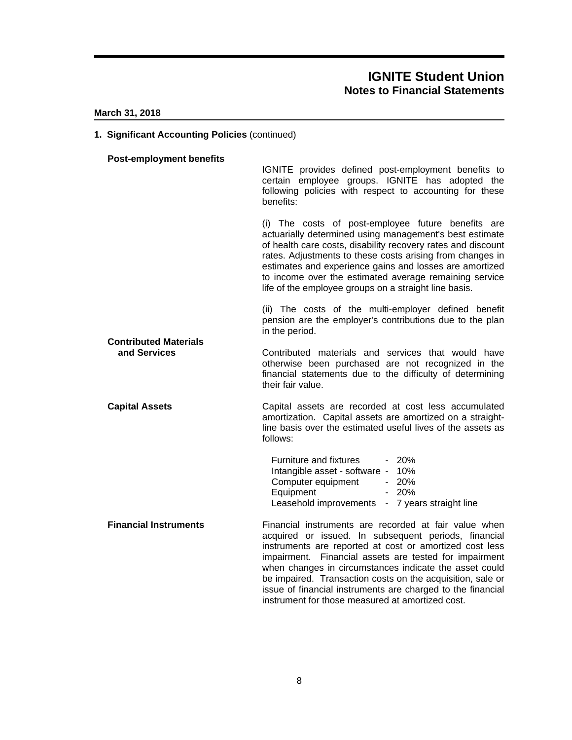# IGNITE Student Union
## Notes to Financial Statements

**March 31, 2018**

### 1. Significant Accounting Policies (continued)

**Post-employment benefits**

IGNITE provides defined post-employment benefits to certain employee groups. IGNITE has adopted the following policies with respect to accounting for these benefits:

(i) The costs of post-employee future benefits are actuarially determined using management's best estimate of health care costs, disability recovery rates and discount rates. Adjustments to these costs arising from changes in estimates and experience gains and losses are amortized to income over the estimated average remaining service life of the employee groups on a straight line basis.

(ii) The costs of the multi-employer defined benefit pension are the employer's contributions due to the plan in the period.

**Contributed Materials and Services**

Contributed materials and services that would have otherwise been purchased are not recognized in the financial statements due to the difficulty of determining their fair value.

**Capital Assets**

Capital assets are recorded at cost less accumulated amortization. Capital assets are amortized on a straight-line basis over the estimated useful lives of the assets as follows:

| | | |
|---|---|---|
| Furniture and fixtures | - | 20% |
| Intangible asset - software | - | 10% |
| Computer equipment | - | 20% |
| Equipment | - | 20% |
| Leasehold improvements | - | 7 years straight line |

**Financial Instruments**

Financial instruments are recorded at fair value when acquired or issued. In subsequent periods, financial instruments are reported at cost or amortized cost less impairment. Financial assets are tested for impairment when changes in circumstances indicate the asset could be impaired. Transaction costs on the acquisition, sale or issue of financial instruments are charged to the financial instrument for those measured at amortized cost.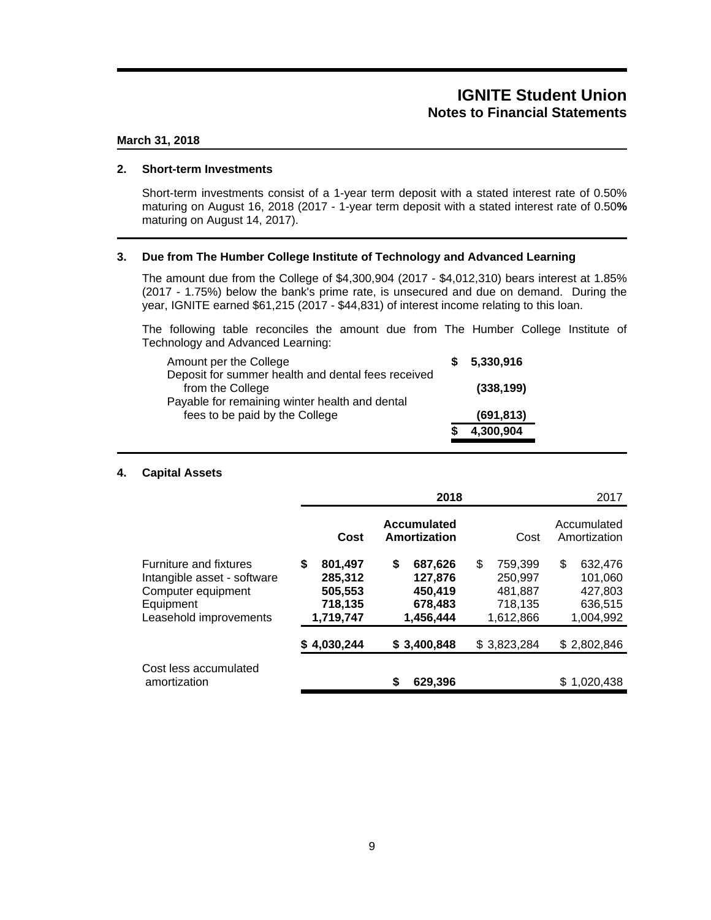# IGNITE Student Union
## Notes to Financial Statements

**March 31, 2018**

### 2. Short-term Investments

Short-term investments consist of a 1-year term deposit with a stated interest rate of 0.50% maturing on August 16, 2018 (2017 - 1-year term deposit with a stated interest rate of 0.50**%** maturing on August 14, 2017).

### 3. Due from The Humber College Institute of Technology and Advanced Learning

The amount due from the College of $4,300,904 (2017 - $4,012,310) bears interest at 1.85% (2017 - 1.75%) below the bank's prime rate, is unsecured and due on demand. During the year, IGNITE earned $61,215 (2017 - $44,831) of interest income relating to this loan.

The following table reconciles the amount due from The Humber College Institute of Technology and Advanced Learning:

| | |
|---|---|
| Amount per the College | **$ 5,330,916** |
| Deposit for summer health and dental fees received from the College | **(338,199)** |
| Payable for remaining winter health and dental fees to be paid by the College | **(691,813)** |
| | **$ 4,300,904** |

### 4. Capital Assets

| | **2018** | | 2017 | |
|---|---|---|---|---|
| | **Cost** | **Accumulated Amortization** | Cost | Accumulated Amortization |
| Furniture and fixtures | **$ 801,497** | **$ 687,626** | $ 759,399 | $ 632,476 |
| Intangible asset - software | **285,312** | **127,876** | 250,997 | 101,060 |
| Computer equipment | **505,553** | **450,419** | 481,887 | 427,803 |
| Equipment | **718,135** | **678,483** | 718,135 | 636,515 |
| Leasehold improvements | **1,719,747** | **1,456,444** | 1,612,866 | 1,004,992 |
| | **$ 4,030,244** | **$ 3,400,848** | $ 3,823,284 | $ 2,802,846 |
| Cost less accumulated amortization | | **$ 629,396** | | $ 1,020,438 |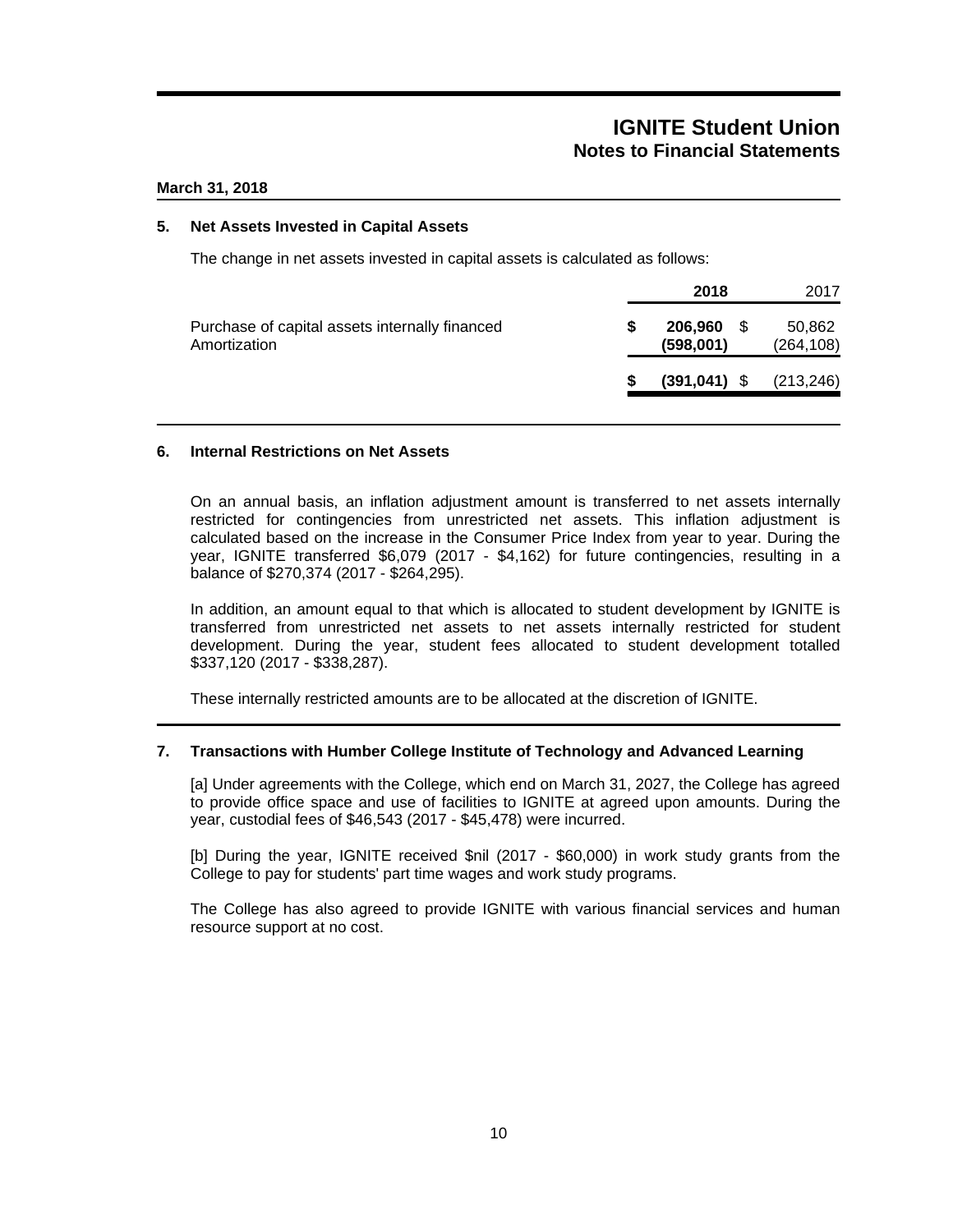# IGNITE Student Union
## Notes to Financial Statements

**March 31, 2018**

### 5. Net Assets Invested in Capital Assets

The change in net assets invested in capital assets is calculated as follows:

| | **2018** | 2017 |
|---|---|---|
| Purchase of capital assets internally financed | **$ 206,960** | $ 50,862 |
| Amortization | **(598,001)** | (264,108) |
| | **$ (391,041)** | $ (213,246) |

### 6. Internal Restrictions on Net Assets

On an annual basis, an inflation adjustment amount is transferred to net assets internally restricted for contingencies from unrestricted net assets. This inflation adjustment is calculated based on the increase in the Consumer Price Index from year to year. During the year, IGNITE transferred $6,079 (2017 - $4,162) for future contingencies, resulting in a balance of $270,374 (2017 - $264,295).

In addition, an amount equal to that which is allocated to student development by IGNITE is transferred from unrestricted net assets to net assets internally restricted for student development. During the year, student fees allocated to student development totalled $337,120 (2017 - $338,287).

These internally restricted amounts are to be allocated at the discretion of IGNITE.

### 7. Transactions with Humber College Institute of Technology and Advanced Learning

[a] Under agreements with the College, which end on March 31, 2027, the College has agreed to provide office space and use of facilities to IGNITE at agreed upon amounts. During the year, custodial fees of $46,543 (2017 - $45,478) were incurred.

[b] During the year, IGNITE received $nil (2017 - $60,000) in work study grants from the College to pay for students' part time wages and work study programs.

The College has also agreed to provide IGNITE with various financial services and human resource support at no cost.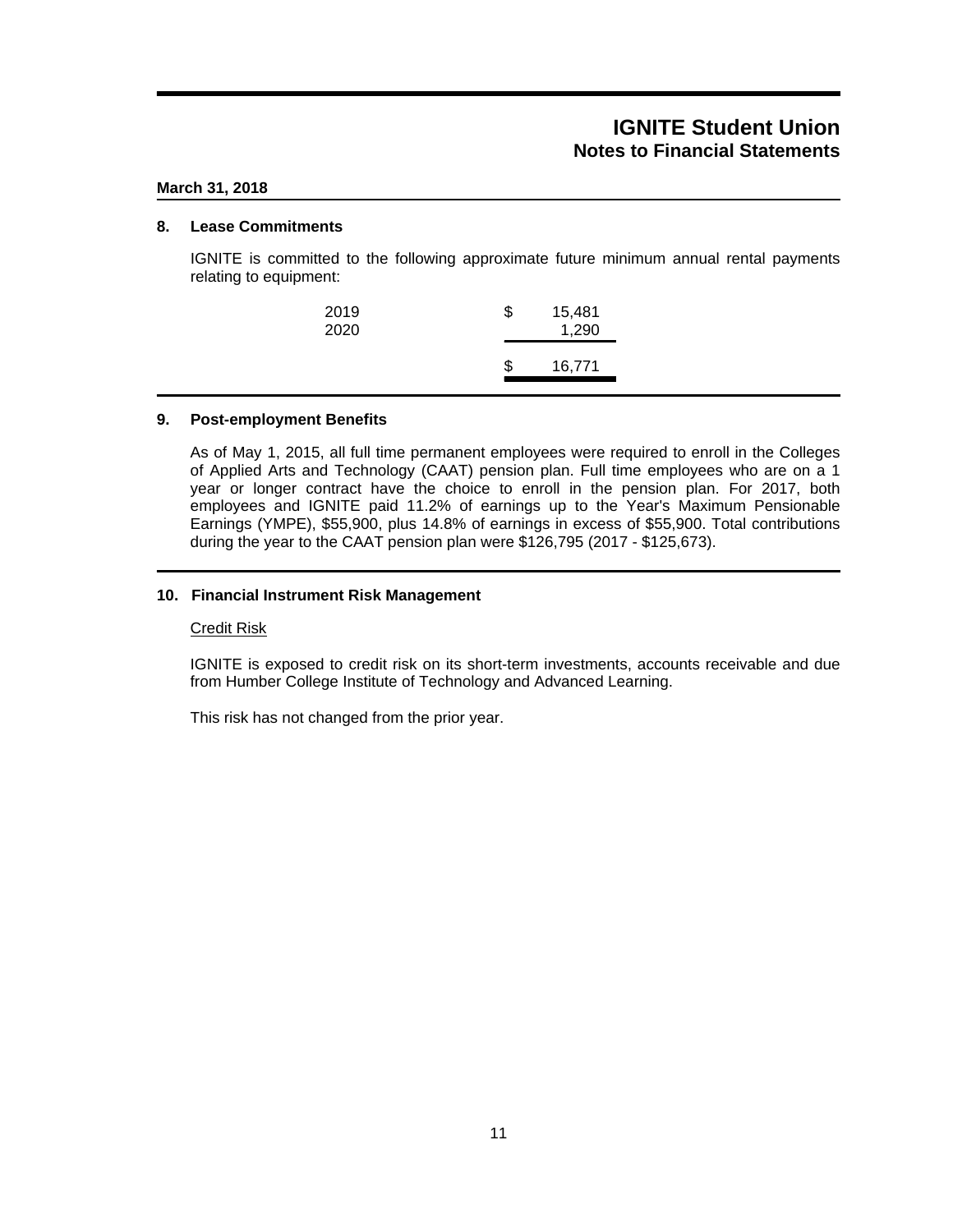# IGNITE Student Union
## Notes to Financial Statements

**March 31, 2018**

### 8. Lease Commitments

IGNITE is committed to the following approximate future minimum annual rental payments relating to equipment:

| | |
|---|---|
| 2019 | $ 15,481 |
| 2020 | 1,290 |
| | $ 16,771 |

### 9. Post-employment Benefits

As of May 1, 2015, all full time permanent employees were required to enroll in the Colleges of Applied Arts and Technology (CAAT) pension plan. Full time employees who are on a 1 year or longer contract have the choice to enroll in the pension plan. For 2017, both employees and IGNITE paid 11.2% of earnings up to the Year's Maximum Pensionable Earnings (YMPE), $55,900, plus 14.8% of earnings in excess of $55,900. Total contributions during the year to the CAAT pension plan were $126,795 (2017 - $125,673).

### 10. Financial Instrument Risk Management

Credit Risk

IGNITE is exposed to credit risk on its short-term investments, accounts receivable and due from Humber College Institute of Technology and Advanced Learning.

This risk has not changed from the prior year.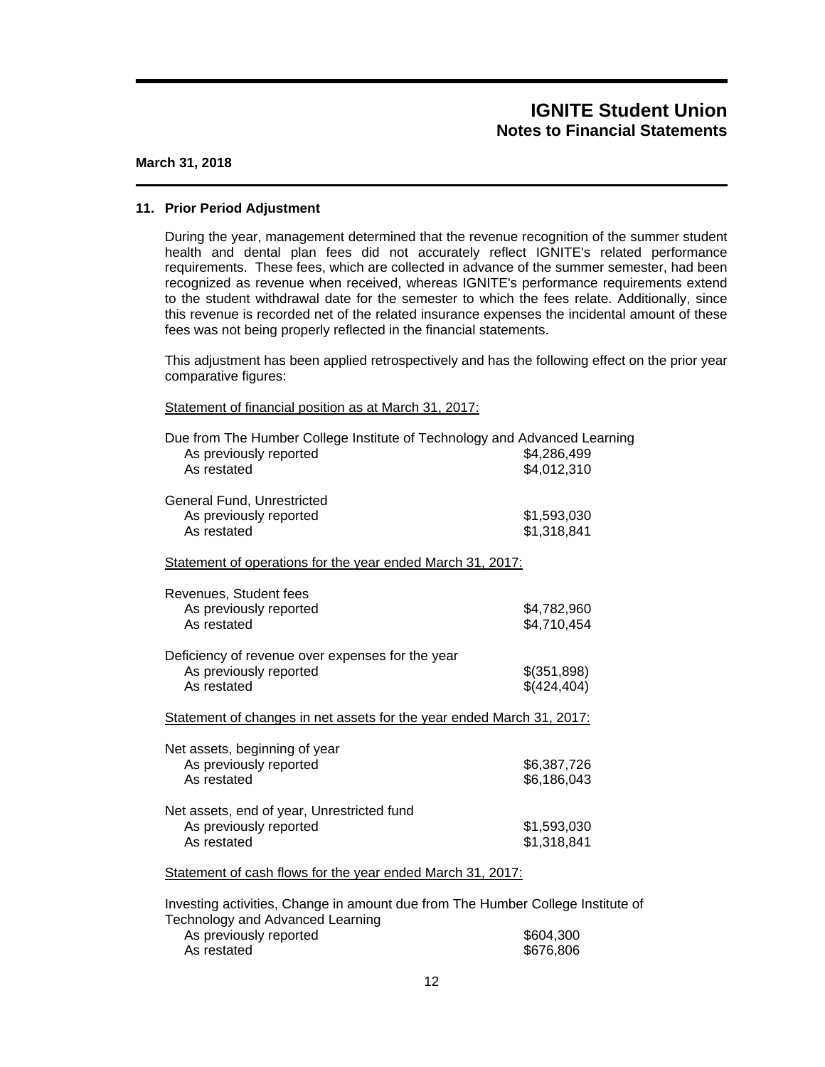# IGNITE Student Union
## Notes to Financial Statements

**March 31, 2018**

### 11. Prior Period Adjustment

During the year, management determined that the revenue recognition of the summer student health and dental plan fees did not accurately reflect IGNITE's related performance requirements. These fees, which are collected in advance of the summer semester, had been recognized as revenue when received, whereas IGNITE's performance requirements extend to the student withdrawal date for the semester to which the fees relate. Additionally, since this revenue is recorded net of the related insurance expenses the incidental amount of these fees was not being properly reflected in the financial statements.

This adjustment has been applied retrospectively and has the following effect on the prior year comparative figures:

Statement of financial position as at March 31, 2017:

| | |
|---|---|
| Due from The Humber College Institute of Technology and Advanced Learning | |
| As previously reported | $4,286,499 |
| As restated | $4,012,310 |
| General Fund, Unrestricted | |
| As previously reported | $1,593,030 |
| As restated | $1,318,841 |

Statement of operations for the year ended March 31, 2017:

| | |
|---|---|
| Revenues, Student fees | |
| As previously reported | $4,782,960 |
| As restated | $4,710,454 |
| Deficiency of revenue over expenses for the year | |
| As previously reported | $(351,898) |
| As restated | $(424,404) |

Statement of changes in net assets for the year ended March 31, 2017:

| | |
|---|---|
| Net assets, beginning of year | |
| As previously reported | $6,387,726 |
| As restated | $6,186,043 |
| Net assets, end of year, Unrestricted fund | |
| As previously reported | $1,593,030 |
| As restated | $1,318,841 |

Statement of cash flows for the year ended March 31, 2017:

| | |
|---|---|
| Investing activities, Change in amount due from The Humber College Institute of Technology and Advanced Learning | |
| As previously reported | $604,300 |
| As restated | $676,806 |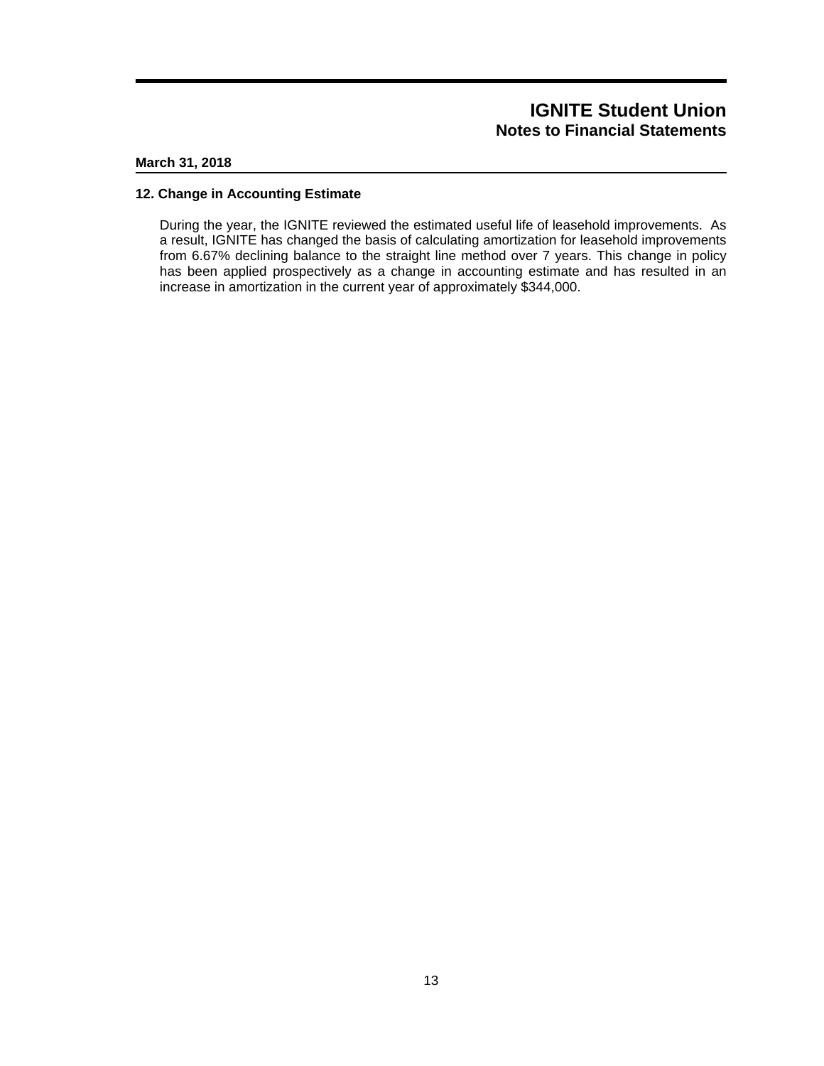# IGNITE Student Union
## Notes to Financial Statements

**March 31, 2018**

### 12. Change in Accounting Estimate

During the year, the IGNITE reviewed the estimated useful life of leasehold improvements. As a result, IGNITE has changed the basis of calculating amortization for leasehold improvements from 6.67% declining balance to the straight line method over 7 years. This change in policy has been applied prospectively as a change in accounting estimate and has resulted in an increase in amortization in the current year of approximately $344,000.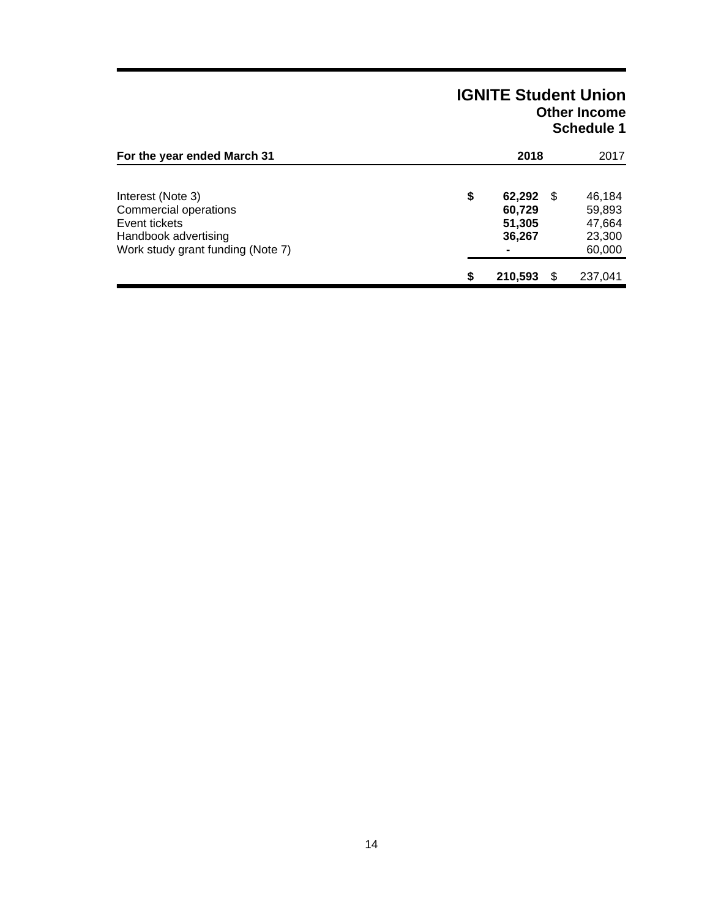# IGNITE Student Union

## Other Income

## Schedule 1

| For the year ended March 31 | 2018 | 2017 |
|---|---|---|
| Interest (Note 3) | **$ 62,292** | $ 46,184 |
| Commercial operations | **60,729** | 59,893 |
| Event tickets | **51,305** | 47,664 |
| Handbook advertising | **36,267** | 23,300 |
| Work study grant funding (Note 7) | **-** | 60,000 |
| | **$ 210,593** | $ 237,041 |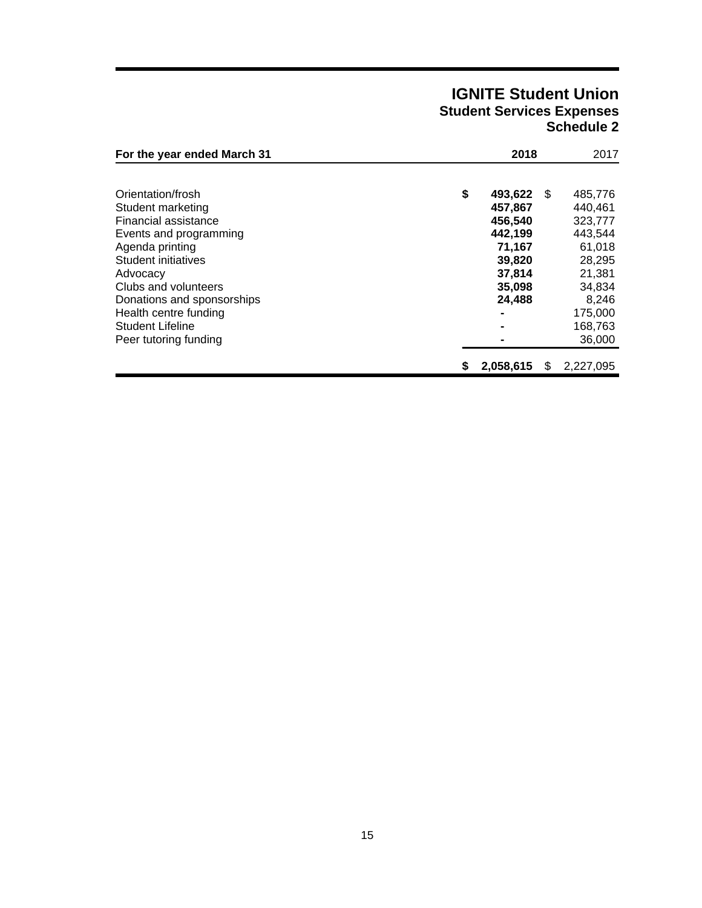# IGNITE Student Union
## Student Services Expenses
### Schedule 2

| For the year ended March 31 | 2018 | 2017 |
|---|---|---|
| Orientation/frosh | **$ 493,622** | $ 485,776 |
| Student marketing | **457,867** | 440,461 |
| Financial assistance | **456,540** | 323,777 |
| Events and programming | **442,199** | 443,544 |
| Agenda printing | **71,167** | 61,018 |
| Student initiatives | **39,820** | 28,295 |
| Advocacy | **37,814** | 21,381 |
| Clubs and volunteers | **35,098** | 34,834 |
| Donations and sponsorships | **24,488** | 8,246 |
| Health centre funding | **-** | 175,000 |
| Student Lifeline | **-** | 168,763 |
| Peer tutoring funding | **-** | 36,000 |
| | **$ 2,058,615** | $ 2,227,095 |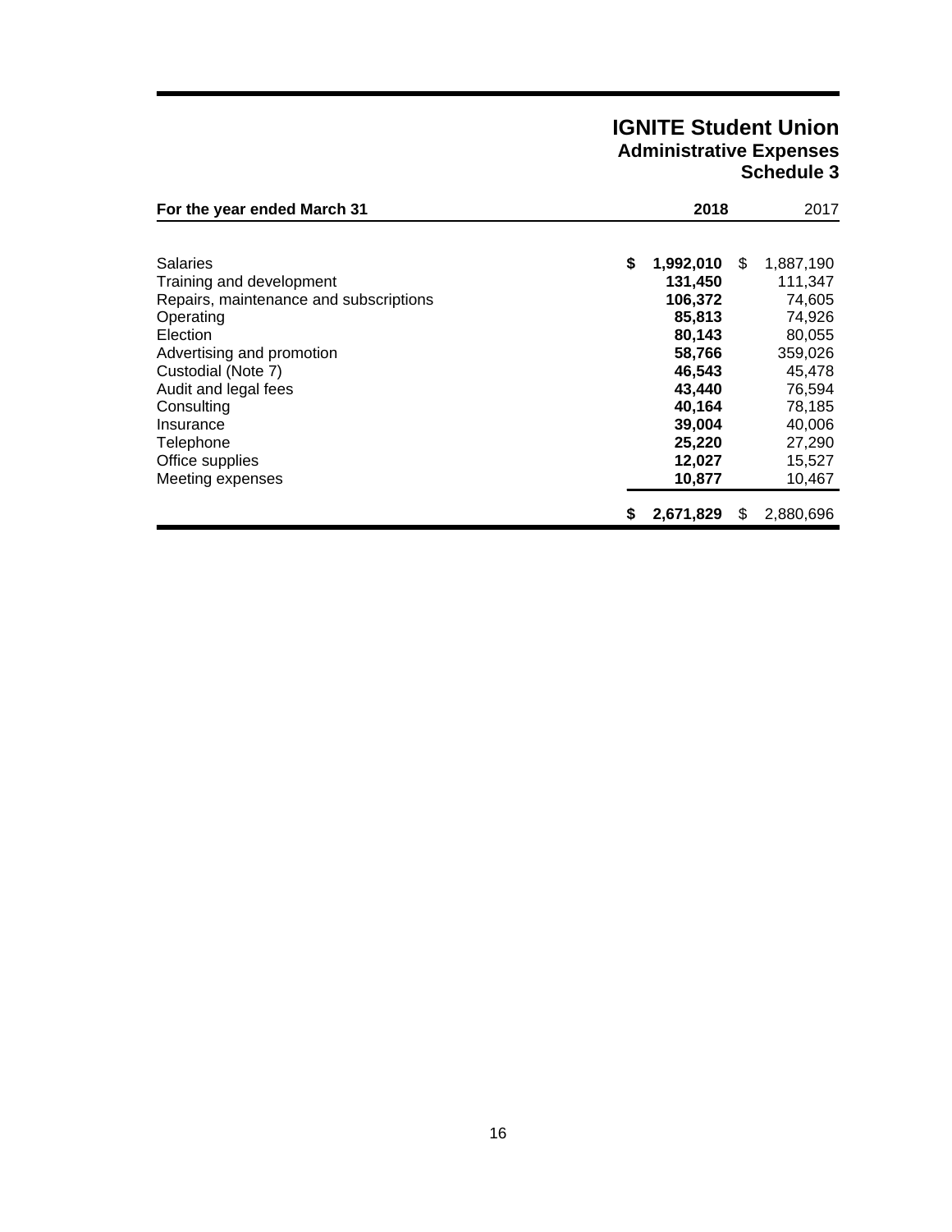# IGNITE Student Union

## Administrative Expenses

### Schedule 3

| For the year ended March 31 | 2018 | 2017 |
|---|---|---|
| Salaries | **$ 1,992,010** | $ 1,887,190 |
| Training and development | **131,450** | 111,347 |
| Repairs, maintenance and subscriptions | **106,372** | 74,605 |
| Operating | **85,813** | 74,926 |
| Election | **80,143** | 80,055 |
| Advertising and promotion | **58,766** | 359,026 |
| Custodial (Note 7) | **46,543** | 45,478 |
| Audit and legal fees | **43,440** | 76,594 |
| Consulting | **40,164** | 78,185 |
| Insurance | **39,004** | 40,006 |
| Telephone | **25,220** | 27,290 |
| Office supplies | **12,027** | 15,527 |
| Meeting expenses | **10,877** | 10,467 |
| | **$ 2,671,829** | $ 2,880,696 |